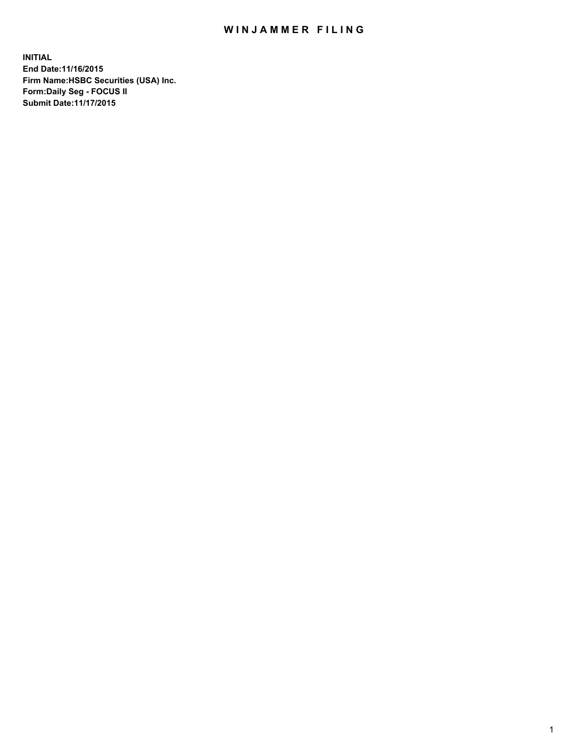# WINJAMMER FILING

**INITIAL**
**End Date:11/16/2015**
**Firm Name:HSBC Securities (USA) Inc.**
**Form:Daily Seg - FOCUS II**
**Submit Date:11/17/2015**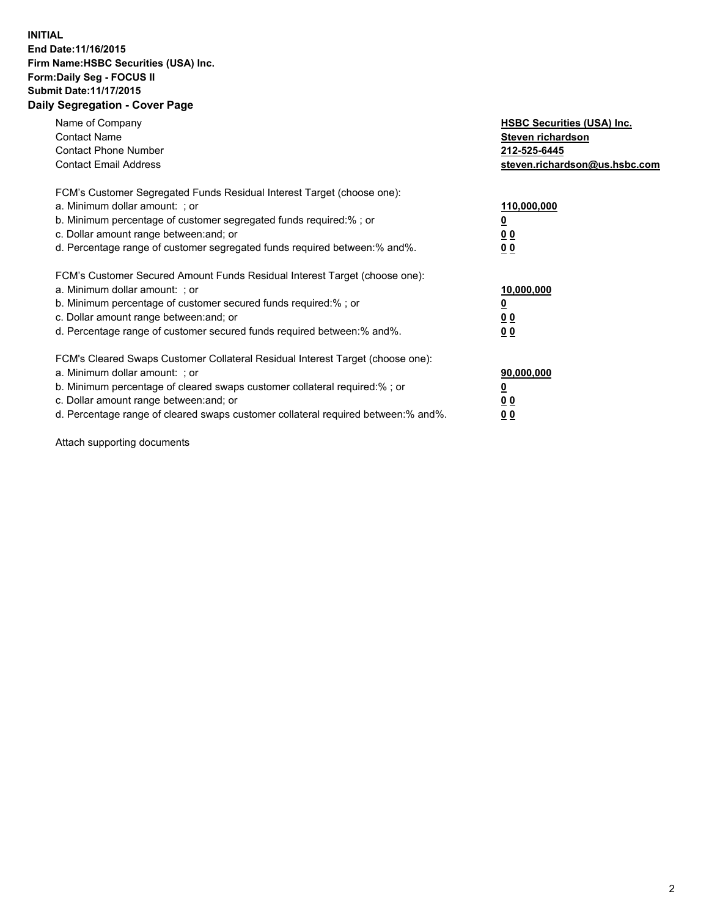**INITIAL**
**End Date:11/16/2015**
**Firm Name:HSBC Securities (USA) Inc.**
**Form:Daily Seg - FOCUS II**
**Submit Date:11/17/2015**

## Daily Segregation - Cover Page

| | |
|---|---|
| Name of Company | **HSBC Securities (USA) Inc.** |
| Contact Name | **Steven richardson** |
| Contact Phone Number | **212-525-6445** |
| Contact Email Address | **steven.richardson@us.hsbc.com** |

| | |
|---|---|
| FCM's Customer Segregated Funds Residual Interest Target (choose one): | |
| a. Minimum dollar amount: ; or | **110,000,000** |
| b. Minimum percentage of customer segregated funds required:% ; or | **0** |
| c. Dollar amount range between:and; or | **0 0** |
| d. Percentage range of customer segregated funds required between:% and%. | **0 0** |

| | |
|---|---|
| FCM's Customer Secured Amount Funds Residual Interest Target (choose one): | |
| a. Minimum dollar amount: ; or | **10,000,000** |
| b. Minimum percentage of customer secured funds required:% ; or | **0** |
| c. Dollar amount range between:and; or | **0 0** |
| d. Percentage range of customer secured funds required between:% and%. | **0 0** |

| | |
|---|---|
| FCM's Cleared Swaps Customer Collateral Residual Interest Target (choose one): | |
| a. Minimum dollar amount: ; or | **90,000,000** |
| b. Minimum percentage of cleared swaps customer collateral required:% ; or | **0** |
| c. Dollar amount range between:and; or | **0 0** |
| d. Percentage range of cleared swaps customer collateral required between:% and%. | **0 0** |

Attach supporting documents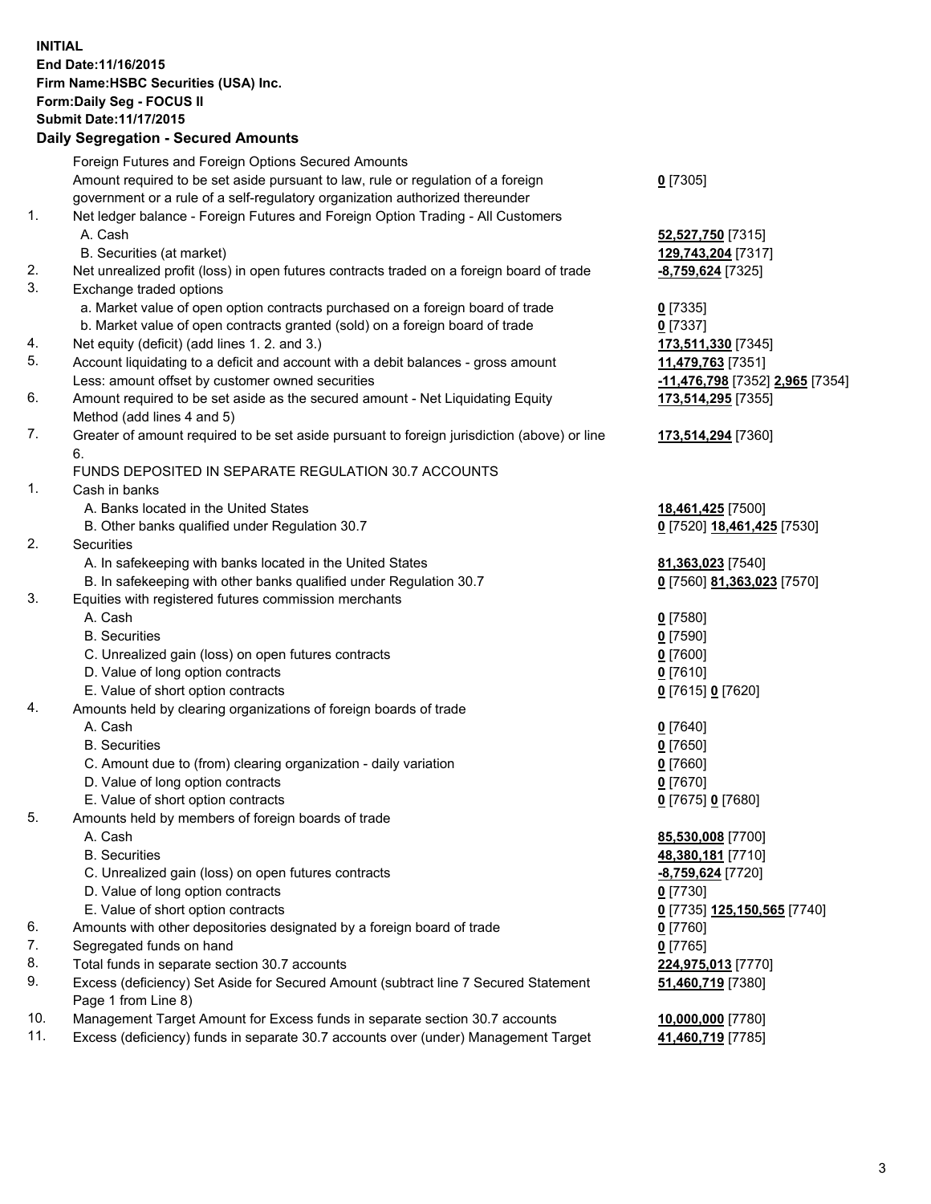**INITIAL**
**End Date:11/16/2015**
**Firm Name:HSBC Securities (USA) Inc.**
**Form:Daily Seg - FOCUS II**
**Submit Date:11/17/2015**

**Daily Segregation - Secured Amounts**

| | | |
|---|---|---|
| | Foreign Futures and Foreign Options Secured Amounts | |
| | Amount required to be set aside pursuant to law, rule or regulation of a foreign government or a rule of a self-regulatory organization authorized thereunder | **0** [7305] |
| 1. | Net ledger balance - Foreign Futures and Foreign Option Trading - All Customers | |
| | A. Cash | **52,527,750** [7315] |
| | B. Securities (at market) | **129,743,204** [7317] |
| 2. | Net unrealized profit (loss) in open futures contracts traded on a foreign board of trade | **-8,759,624** [7325] |
| 3. | Exchange traded options | |
| | a. Market value of open option contracts purchased on a foreign board of trade | **0** [7335] |
| | b. Market value of open contracts granted (sold) on a foreign board of trade | **0** [7337] |
| 4. | Net equity (deficit) (add lines 1. 2. and 3.) | **173,511,330** [7345] |
| 5. | Account liquidating to a deficit and account with a debit balances - gross amount | **11,479,763** [7351] |
| | Less: amount offset by customer owned securities | **-11,476,798** [7352] **2,965** [7354] |
| 6. | Amount required to be set aside as the secured amount - Net Liquidating Equity Method (add lines 4 and 5) | **173,514,295** [7355] |
| 7. | Greater of amount required to be set aside pursuant to foreign jurisdiction (above) or line 6. | **173,514,294** [7360] |
| | FUNDS DEPOSITED IN SEPARATE REGULATION 30.7 ACCOUNTS | |
| 1. | Cash in banks | |
| | A. Banks located in the United States | **18,461,425** [7500] |
| | B. Other banks qualified under Regulation 30.7 | **0** [7520] **18,461,425** [7530] |
| 2. | Securities | |
| | A. In safekeeping with banks located in the United States | **81,363,023** [7540] |
| | B. In safekeeping with other banks qualified under Regulation 30.7 | **0** [7560] **81,363,023** [7570] |
| 3. | Equities with registered futures commission merchants | |
| | A. Cash | **0** [7580] |
| | B. Securities | **0** [7590] |
| | C. Unrealized gain (loss) on open futures contracts | **0** [7600] |
| | D. Value of long option contracts | **0** [7610] |
| | E. Value of short option contracts | **0** [7615] **0** [7620] |
| 4. | Amounts held by clearing organizations of foreign boards of trade | |
| | A. Cash | **0** [7640] |
| | B. Securities | **0** [7650] |
| | C. Amount due to (from) clearing organization - daily variation | **0** [7660] |
| | D. Value of long option contracts | **0** [7670] |
| | E. Value of short option contracts | **0** [7675] **0** [7680] |
| 5. | Amounts held by members of foreign boards of trade | |
| | A. Cash | **85,530,008** [7700] |
| | B. Securities | **48,380,181** [7710] |
| | C. Unrealized gain (loss) on open futures contracts | **-8,759,624** [7720] |
| | D. Value of long option contracts | **0** [7730] |
| | E. Value of short option contracts | **0** [7735] **125,150,565** [7740] |
| 6. | Amounts with other depositories designated by a foreign board of trade | **0** [7760] |
| 7. | Segregated funds on hand | **0** [7765] |
| 8. | Total funds in separate section 30.7 accounts | **224,975,013** [7770] |
| 9. | Excess (deficiency) Set Aside for Secured Amount (subtract line 7 Secured Statement Page 1 from Line 8) | **51,460,719** [7380] |
| 10. | Management Target Amount for Excess funds in separate section 30.7 accounts | **10,000,000** [7780] |
| 11. | Excess (deficiency) funds in separate 30.7 accounts over (under) Management Target | **41,460,719** [7785] |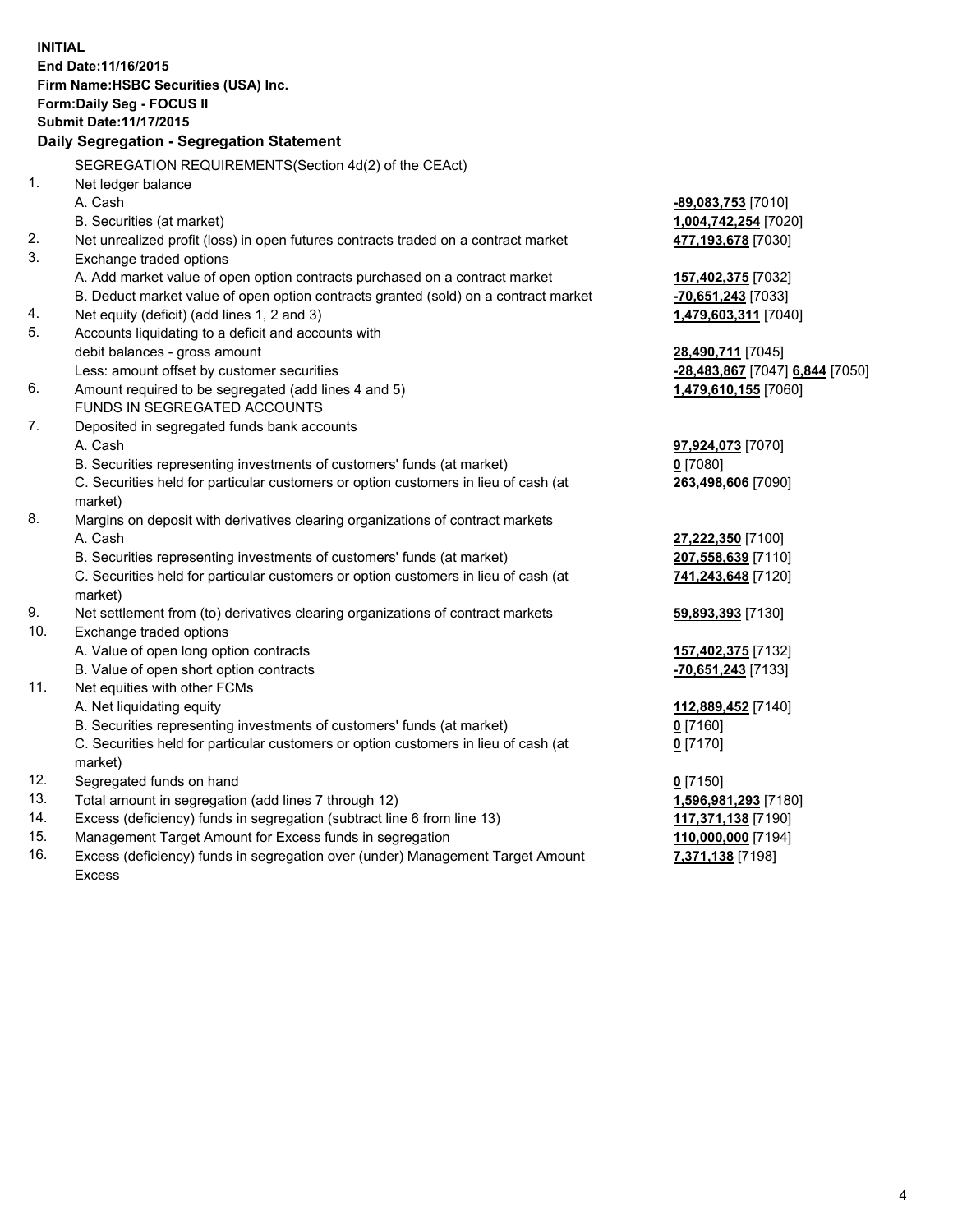**INITIAL**
**End Date:11/16/2015**
**Firm Name:HSBC Securities (USA) Inc.**
**Form:Daily Seg - FOCUS II**
**Submit Date:11/17/2015**

**Daily Segregation - Segregation Statement**

| | | |
|---|---|---|
| | SEGREGATION REQUIREMENTS(Section 4d(2) of the CEAct) | |
| 1. | Net ledger balance | |
| | A. Cash | **-89,083,753** [7010] |
| | B. Securities (at market) | **1,004,742,254** [7020] |
| 2. | Net unrealized profit (loss) in open futures contracts traded on a contract market | **477,193,678** [7030] |
| 3. | Exchange traded options | |
| | A. Add market value of open option contracts purchased on a contract market | **157,402,375** [7032] |
| | B. Deduct market value of open option contracts granted (sold) on a contract market | **-70,651,243** [7033] |
| 4. | Net equity (deficit) (add lines 1, 2 and 3) | **1,479,603,311** [7040] |
| 5. | Accounts liquidating to a deficit and accounts with debit balances - gross amount | **28,490,711** [7045] |
| | Less: amount offset by customer securities | **-28,483,867** [7047] **6,844** [7050] |
| 6. | Amount required to be segregated (add lines 4 and 5) | **1,479,610,155** [7060] |
| | FUNDS IN SEGREGATED ACCOUNTS | |
| 7. | Deposited in segregated funds bank accounts | |
| | A. Cash | **97,924,073** [7070] |
| | B. Securities representing investments of customers' funds (at market) | **0** [7080] |
| | C. Securities held for particular customers or option customers in lieu of cash (at market) | **263,498,606** [7090] |
| 8. | Margins on deposit with derivatives clearing organizations of contract markets | |
| | A. Cash | **27,222,350** [7100] |
| | B. Securities representing investments of customers' funds (at market) | **207,558,639** [7110] |
| | C. Securities held for particular customers or option customers in lieu of cash (at market) | **741,243,648** [7120] |
| 9. | Net settlement from (to) derivatives clearing organizations of contract markets | **59,893,393** [7130] |
| 10. | Exchange traded options | |
| | A. Value of open long option contracts | **157,402,375** [7132] |
| | B. Value of open short option contracts | **-70,651,243** [7133] |
| 11. | Net equities with other FCMs | |
| | A. Net liquidating equity | **112,889,452** [7140] |
| | B. Securities representing investments of customers' funds (at market) | **0** [7160] |
| | C. Securities held for particular customers or option customers in lieu of cash (at market) | **0** [7170] |
| 12. | Segregated funds on hand | **0** [7150] |
| 13. | Total amount in segregation (add lines 7 through 12) | **1,596,981,293** [7180] |
| 14. | Excess (deficiency) funds in segregation (subtract line 6 from line 13) | **117,371,138** [7190] |
| 15. | Management Target Amount for Excess funds in segregation | **110,000,000** [7194] |
| 16. | Excess (deficiency) funds in segregation over (under) Management Target Amount Excess | **7,371,138** [7198] |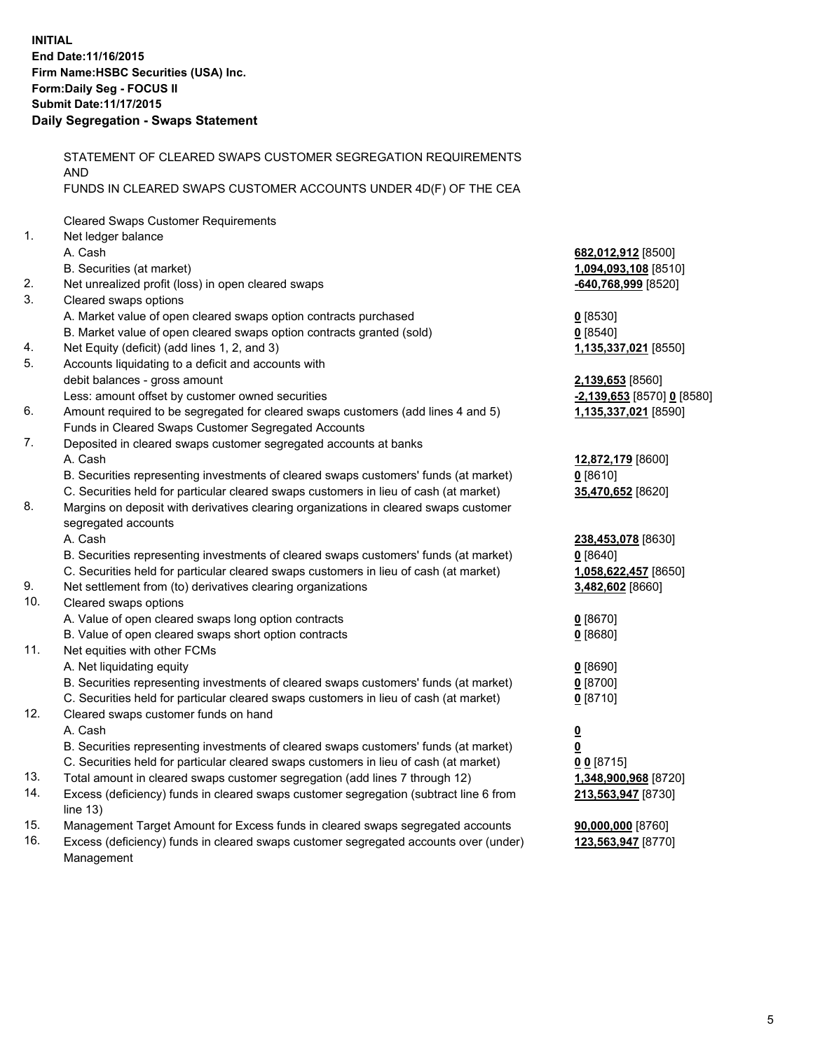**INITIAL**
**End Date:11/16/2015**
**Firm Name:HSBC Securities (USA) Inc.**
**Form:Daily Seg - FOCUS II**
**Submit Date:11/17/2015**
**Daily Segregation - Swaps Statement**

STATEMENT OF CLEARED SWAPS CUSTOMER SEGREGATION REQUIREMENTS AND FUNDS IN CLEARED SWAPS CUSTOMER ACCOUNTS UNDER 4D(F) OF THE CEA

| | | |
|---|---|---|
| | Cleared Swaps Customer Requirements | |
| 1. | Net ledger balance | |
| | A. Cash | **682,012,912** [8500] |
| | B. Securities (at market) | **1,094,093,108** [8510] |
| 2. | Net unrealized profit (loss) in open cleared swaps | **-640,768,999** [8520] |
| 3. | Cleared swaps options | |
| | A. Market value of open cleared swaps option contracts purchased | **0** [8530] |
| | B. Market value of open cleared swaps option contracts granted (sold) | **0** [8540] |
| 4. | Net Equity (deficit) (add lines 1, 2, and 3) | **1,135,337,021** [8550] |
| 5. | Accounts liquidating to a deficit and accounts with debit balances - gross amount | **2,139,653** [8560] |
| | Less: amount offset by customer owned securities | **-2,139,653** [8570] **0** [8580] |
| 6. | Amount required to be segregated for cleared swaps customers (add lines 4 and 5) | **1,135,337,021** [8590] |
| | Funds in Cleared Swaps Customer Segregated Accounts | |
| 7. | Deposited in cleared swaps customer segregated accounts at banks | |
| | A. Cash | **12,872,179** [8600] |
| | B. Securities representing investments of cleared swaps customers' funds (at market) | **0** [8610] |
| | C. Securities held for particular cleared swaps customers in lieu of cash (at market) | **35,470,652** [8620] |
| 8. | Margins on deposit with derivatives clearing organizations in cleared swaps customer segregated accounts | |
| | A. Cash | **238,453,078** [8630] |
| | B. Securities representing investments of cleared swaps customers' funds (at market) | **0** [8640] |
| | C. Securities held for particular cleared swaps customers in lieu of cash (at market) | **1,058,622,457** [8650] |
| 9. | Net settlement from (to) derivatives clearing organizations | **3,482,602** [8660] |
| 10. | Cleared swaps options | |
| | A. Value of open cleared swaps long option contracts | **0** [8670] |
| | B. Value of open cleared swaps short option contracts | **0** [8680] |
| 11. | Net equities with other FCMs | |
| | A. Net liquidating equity | **0** [8690] |
| | B. Securities representing investments of cleared swaps customers' funds (at market) | **0** [8700] |
| | C. Securities held for particular cleared swaps customers in lieu of cash (at market) | **0** [8710] |
| 12. | Cleared swaps customer funds on hand | |
| | A. Cash | **0** |
| | B. Securities representing investments of cleared swaps customers' funds (at market) | **0** |
| | C. Securities held for particular cleared swaps customers in lieu of cash (at market) | **0** **0** [8715] |
| 13. | Total amount in cleared swaps customer segregation (add lines 7 through 12) | **1,348,900,968** [8720] |
| 14. | Excess (deficiency) funds in cleared swaps customer segregation (subtract line 6 from line 13) | **213,563,947** [8730] |
| 15. | Management Target Amount for Excess funds in cleared swaps segregated accounts | **90,000,000** [8760] |
| 16. | Excess (deficiency) funds in cleared swaps customer segregated accounts over (under) Management | **123,563,947** [8770] |